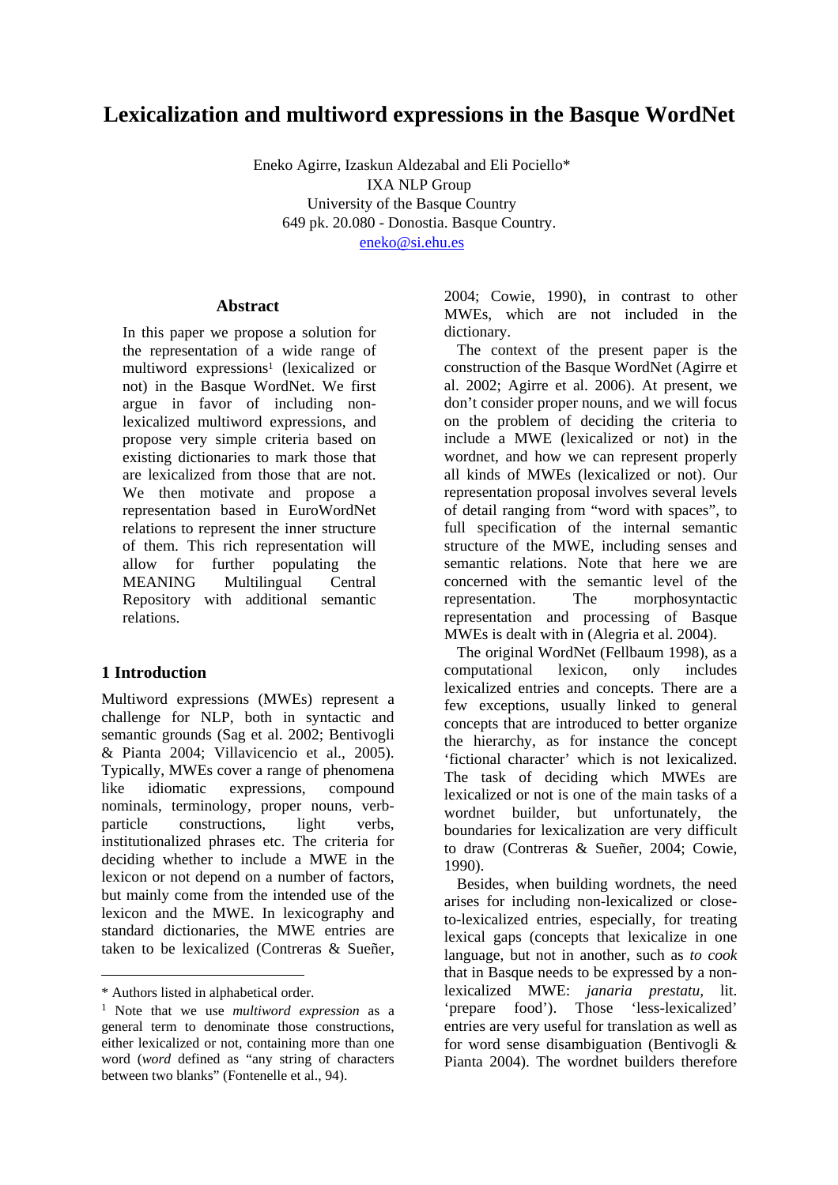# Lexicalization and multiword expressions in the Basque WordNet

Eneko Agirre, Izaskun Aldezabal and Eli Pociello*
IXA NLP Group
University of the Basque Country
649 pk. 20.080 - Donostia. Basque Country.
eneko@si.ehu.es

## Abstract

In this paper we propose a solution for the representation of a wide range of multiword expressions[1] (lexicalized or not) in the Basque WordNet. We first argue in favor of including non-lexicalized multiword expressions, and propose very simple criteria based on existing dictionaries to mark those that are lexicalized from those that are not. We then motivate and propose a representation based in EuroWordNet relations to represent the inner structure of them. This rich representation will allow for further populating the MEANING Multilingual Central Repository with additional semantic relations.

## 1 Introduction

Multiword expressions (MWEs) represent a challenge for NLP, both in syntactic and semantic grounds (Sag et al. 2002; Bentivogli & Pianta 2004; Villavicencio et al., 2005). Typically, MWEs cover a range of phenomena like idiomatic expressions, compound nominals, terminology, proper nouns, verb-particle constructions, light verbs, institutionalized phrases etc. The criteria for deciding whether to include a MWE in the lexicon or not depend on a number of factors, but mainly come from the intended use of the lexicon and the MWE. In lexicography and standard dictionaries, the MWE entries are taken to be lexicalized (Contreras & Sueñer, 2004; Cowie, 1990), in contrast to other MWEs, which are not included in the dictionary.

The context of the present paper is the construction of the Basque WordNet (Agirre et al. 2002; Agirre et al. 2006). At present, we don't consider proper nouns, and we will focus on the problem of deciding the criteria to include a MWE (lexicalized or not) in the wordnet, and how we can represent properly all kinds of MWEs (lexicalized or not). Our representation proposal involves several levels of detail ranging from "word with spaces", to full specification of the internal semantic structure of the MWE, including senses and semantic relations. Note that here we are concerned with the semantic level of the representation. The morphosyntactic representation and processing of Basque MWEs is dealt with in (Alegria et al. 2004).

The original WordNet (Fellbaum 1998), as a computational lexicon, only includes lexicalized entries and concepts. There are a few exceptions, usually linked to general concepts that are introduced to better organize the hierarchy, as for instance the concept 'fictional character' which is not lexicalized. The task of deciding which MWEs are lexicalized or not is one of the main tasks of a wordnet builder, but unfortunately, the boundaries for lexicalization are very difficult to draw (Contreras & Sueñer, 2004; Cowie, 1990).

Besides, when building wordnets, the need arises for including non-lexicalized or close-to-lexicalized entries, especially, for treating lexical gaps (concepts that lexicalize in one language, but not in another, such as *to cook* that in Basque needs to be expressed by a non-lexicalized MWE: *janaria prestatu*, lit. 'prepare food'). Those 'less-lexicalized' entries are very useful for translation as well as for word sense disambiguation (Bentivogli & Pianta 2004). The wordnet builders therefore

---

\* Authors listed in alphabetical order.

[1] Note that we use *multiword expression* as a general term to denominate those constructions, either lexicalized or not, containing more than one word (*word* defined as "any string of characters between two blanks" (Fontenelle et al., 94).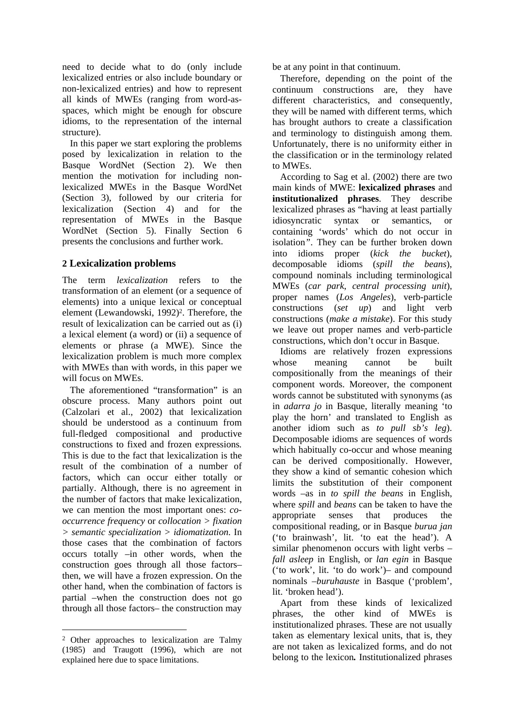need to decide what to do (only include lexicalized entries or also include boundary or non-lexicalized entries) and how to represent all kinds of MWEs (ranging from word-as-spaces, which might be enough for obscure idioms, to the representation of the internal structure).

In this paper we start exploring the problems posed by lexicalization in relation to the Basque WordNet (Section 2). We then mention the motivation for including non-lexicalized MWEs in the Basque WordNet (Section 3), followed by our criteria for lexicalization (Section 4) and for the representation of MWEs in the Basque WordNet (Section 5). Finally Section 6 presents the conclusions and further work.

## 2 Lexicalization problems

The term *lexicalization* refers to the transformation of an element (or a sequence of elements) into a unique lexical or conceptual element (Lewandowski, 1992)[2]. Therefore, the result of lexicalization can be carried out as (i) a lexical element (a word) or (ii) a sequence of elements or phrase (a MWE). Since the lexicalization problem is much more complex with MWEs than with words, in this paper we will focus on MWEs.

The aforementioned "transformation" is an obscure process. Many authors point out (Calzolari et al., 2002) that lexicalization should be understood as a continuum from full-fledged compositional and productive constructions to fixed and frozen expressions. This is due to the fact that lexicalization is the result of the combination of a number of factors, which can occur either totally or partially. Although, there is no agreement in the number of factors that make lexicalization, we can mention the most important ones: *co-occurrence frequency* or *collocation > fixation > semantic specialization > idiomatization.* In those cases that the combination of factors occurs totally –in other words, when the construction goes through all those factors– then, we will have a frozen expression. On the other hand, when the combination of factors is partial –when the construction does not go through all those factors– the construction may be at any point in that continuum.

Therefore, depending on the point of the continuum constructions are, they have different characteristics, and consequently, they will be named with different terms, which has brought authors to create a classification and terminology to distinguish among them. Unfortunately, there is no uniformity either in the classification or in the terminology related to MWEs.

According to Sag et al. (2002) there are two main kinds of MWE: **lexicalized phrases** and **institutionalized phrases**. They describe lexicalized phrases as "having at least partially idiosyncratic syntax or semantics, or containing 'words' which do not occur in isolation". They can be further broken down into idioms proper (*kick the bucket*), decomposable idioms (*spill the beans*), compound nominals including terminological MWEs (*car park, central processing unit*), proper names (*Los Angeles*), verb-particle constructions (*set up*) and light verb constructions (*make a mistake*). For this study we leave out proper names and verb-particle constructions, which don't occur in Basque.

Idioms are relatively frozen expressions whose meaning cannot be built compositionally from the meanings of their component words. Moreover, the component words cannot be substituted with synonyms (as in *adarra jo* in Basque, literally meaning 'to play the horn' and translated to English as another idiom such as *to pull sb's leg*). Decomposable idioms are sequences of words which habitually co-occur and whose meaning can be derived compositionally. However, they show a kind of semantic cohesion which limits the substitution of their component words –as in *to spill the beans* in English, where *spill* and *beans* can be taken to have the appropriate senses that produces the compositional reading, or in Basque *burua jan* ('to brainwash', lit. 'to eat the head'). A similar phenomenon occurs with light verbs –*fall asleep* in English, or *lan egin* in Basque ('to work', lit. 'to do work')– and compound nominals –*buruhauste* in Basque ('problem', lit. 'broken head').

Apart from these kinds of lexicalized phrases, the other kind of MWEs is institutionalized phrases. These are not usually taken as elementary lexical units, that is, they are not taken as lexicalized forms, and do not belong to the lexicon. Institutionalized phrases

[2] Other approaches to lexicalization are Talmy (1985) and Traugott (1996), which are not explained here due to space limitations.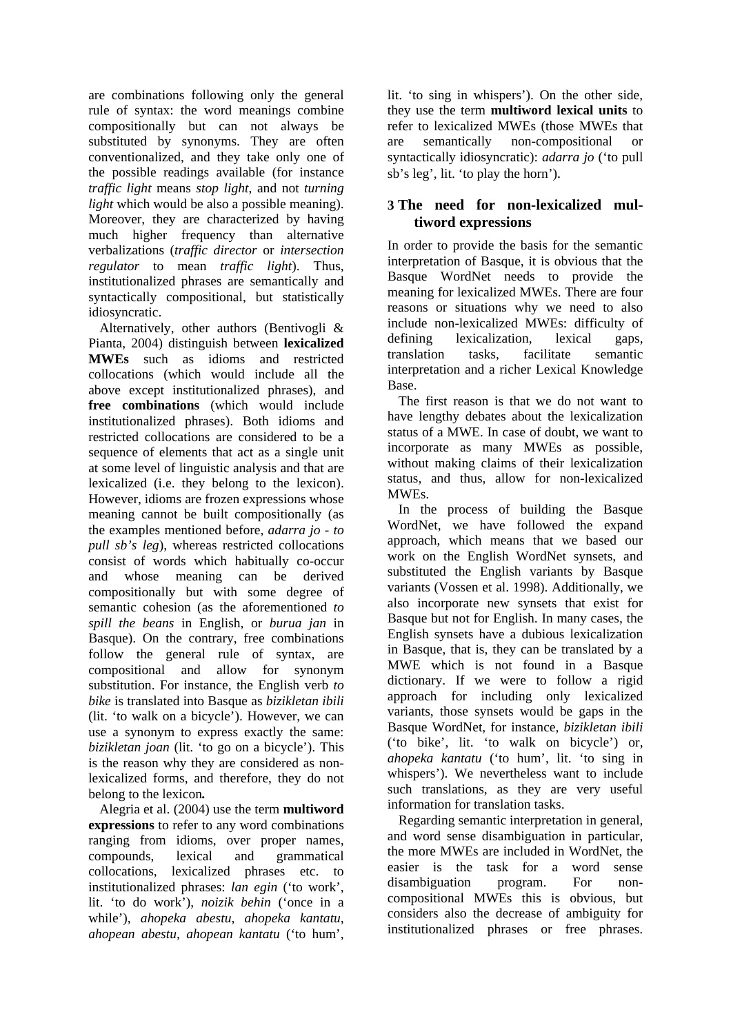are combinations following only the general rule of syntax: the word meanings combine compositionally but can not always be substituted by synonyms. They are often conventionalized, and they take only one of the possible readings available (for instance *traffic light* means *stop light*, and not *turning light* which would be also a possible meaning). Moreover, they are characterized by having much higher frequency than alternative verbalizations (*traffic director* or *intersection regulator* to mean *traffic light*). Thus, institutionalized phrases are semantically and syntactically compositional, but statistically idiosyncratic.

Alternatively, other authors (Bentivogli & Pianta, 2004) distinguish between **lexicalized MWEs** such as idioms and restricted collocations (which would include all the above except institutionalized phrases), and **free combinations** (which would include institutionalized phrases). Both idioms and restricted collocations are considered to be a sequence of elements that act as a single unit at some level of linguistic analysis and that are lexicalized (i.e. they belong to the lexicon). However, idioms are frozen expressions whose meaning cannot be built compositionally (as the examples mentioned before, *adarra jo - to pull sb's leg*), whereas restricted collocations consist of words which habitually co-occur and whose meaning can be derived compositionally but with some degree of semantic cohesion (as the aforementioned *to spill the beans* in English, or *burua jan* in Basque). On the contrary, free combinations follow the general rule of syntax, are compositional and allow for synonym substitution. For instance, the English verb *to bike* is translated into Basque as *bizikletan ibili* (lit. 'to walk on a bicycle'). However, we can use a synonym to express exactly the same: *bizikletan joan* (lit. 'to go on a bicycle'). This is the reason why they are considered as non-lexicalized forms, and therefore, they do not belong to the lexicon***.***

Alegria et al. (2004) use the term **multiword expressions** to refer to any word combinations ranging from idioms, over proper names, compounds, lexical and grammatical collocations, lexicalized phrases etc. to institutionalized phrases: *lan egin* ('to work', lit. 'to do work'), *noizik behin* ('once in a while'), *ahopeka abestu, ahopeka kantatu, ahopean abestu, ahopean kantatu* ('to hum', lit. 'to sing in whispers'). On the other side, they use the term **multiword lexical units** to refer to lexicalized MWEs (those MWEs that are semantically non-compositional or syntactically idiosyncratic): *adarra jo* ('to pull sb's leg', lit. 'to play the horn').

## 3 The need for non-lexicalized multiword expressions

In order to provide the basis for the semantic interpretation of Basque, it is obvious that the Basque WordNet needs to provide the meaning for lexicalized MWEs. There are four reasons or situations why we need to also include non-lexicalized MWEs: difficulty of defining lexicalization, lexical gaps, translation tasks, facilitate semantic interpretation and a richer Lexical Knowledge Base.

The first reason is that we do not want to have lengthy debates about the lexicalization status of a MWE. In case of doubt, we want to incorporate as many MWEs as possible, without making claims of their lexicalization status, and thus, allow for non-lexicalized MWEs.

In the process of building the Basque WordNet, we have followed the expand approach, which means that we based our work on the English WordNet synsets, and substituted the English variants by Basque variants (Vossen et al. 1998). Additionally, we also incorporate new synsets that exist for Basque but not for English. In many cases, the English synsets have a dubious lexicalization in Basque, that is, they can be translated by a MWE which is not found in a Basque dictionary. If we were to follow a rigid approach for including only lexicalized variants, those synsets would be gaps in the Basque WordNet, for instance, *bizikletan ibili* ('to bike', lit. 'to walk on bicycle') or, *ahopeka kantatu* ('to hum', lit. 'to sing in whispers'). We nevertheless want to include such translations, as they are very useful information for translation tasks.

Regarding semantic interpretation in general, and word sense disambiguation in particular, the more MWEs are included in WordNet, the easier is the task for a word sense disambiguation program. For non-compositional MWEs this is obvious, but considers also the decrease of ambiguity for institutionalized phrases or free phrases.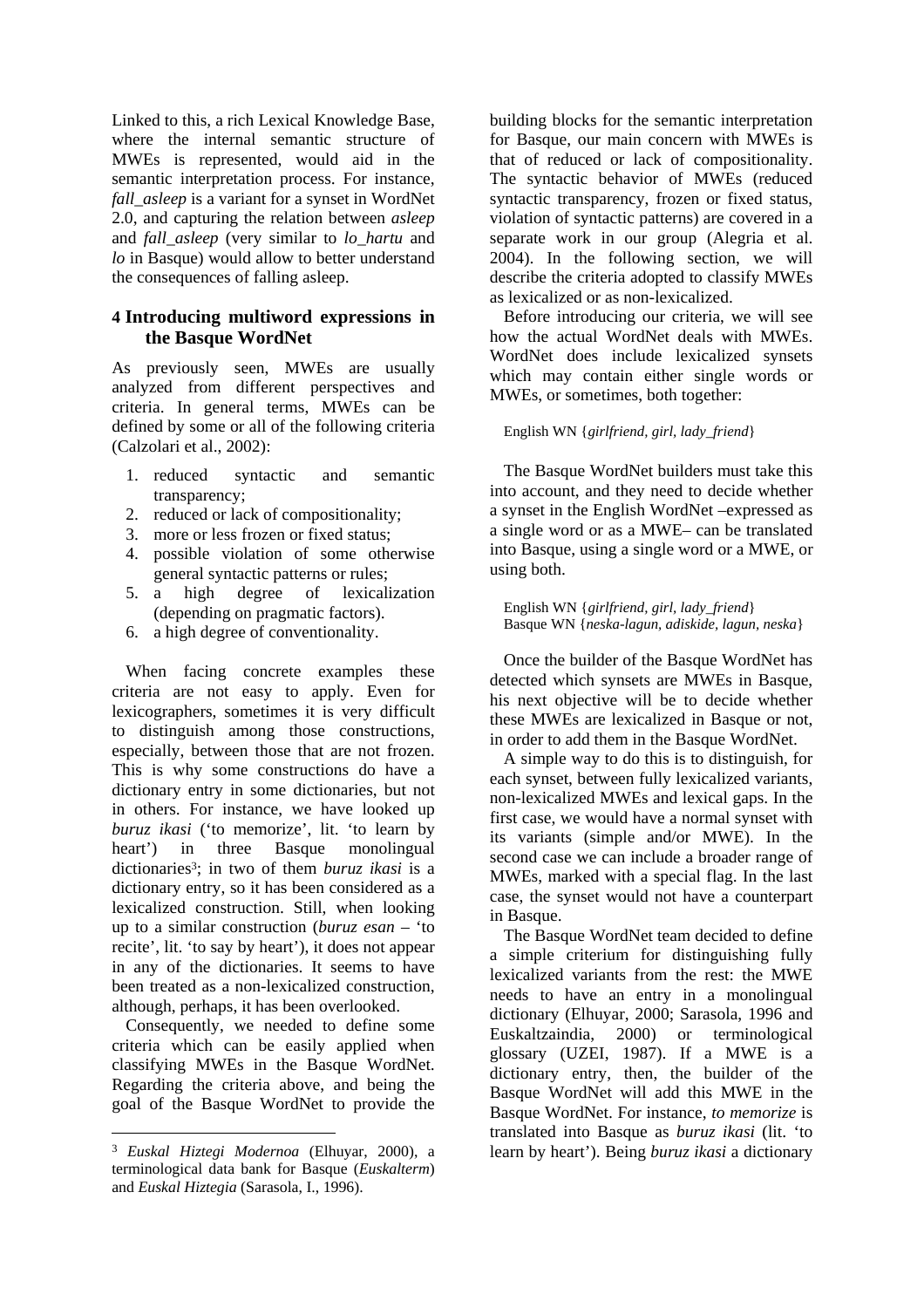Linked to this, a rich Lexical Knowledge Base, where the internal semantic structure of MWEs is represented, would aid in the semantic interpretation process. For instance, *fall_asleep* is a variant for a synset in WordNet 2.0, and capturing the relation between *asleep* and *fall_asleep* (very similar to *lo_hartu* and *lo* in Basque) would allow to better understand the consequences of falling asleep.

## 4 Introducing multiword expressions in the Basque WordNet

As previously seen, MWEs are usually analyzed from different perspectives and criteria. In general terms, MWEs can be defined by some or all of the following criteria (Calzolari et al., 2002):

1. reduced syntactic and semantic transparency;
2. reduced or lack of compositionality;
3. more or less frozen or fixed status;
4. possible violation of some otherwise general syntactic patterns or rules;
5. a high degree of lexicalization (depending on pragmatic factors).
6. a high degree of conventionality.

When facing concrete examples these criteria are not easy to apply. Even for lexicographers, sometimes it is very difficult to distinguish among those constructions, especially, between those that are not frozen. This is why some constructions do have a dictionary entry in some dictionaries, but not in others. For instance, we have looked up *buruz ikasi* ('to memorize', lit. 'to learn by heart') in three Basque monolingual dictionaries[3]; in two of them *buruz ikasi* is a dictionary entry, so it has been considered as a lexicalized construction. Still, when looking up to a similar construction (*buruz esan* – 'to recite', lit. 'to say by heart'), it does not appear in any of the dictionaries. It seems to have been treated as a non-lexicalized construction, although, perhaps, it has been overlooked.

Consequently, we needed to define some criteria which can be easily applied when classifying MWEs in the Basque WordNet. Regarding the criteria above, and being the goal of the Basque WordNet to provide the building blocks for the semantic interpretation for Basque, our main concern with MWEs is that of reduced or lack of compositionality. The syntactic behavior of MWEs (reduced syntactic transparency, frozen or fixed status, violation of syntactic patterns) are covered in a separate work in our group (Alegria et al. 2004). In the following section, we will describe the criteria adopted to classify MWEs as lexicalized or as non-lexicalized.

Before introducing our criteria, we will see how the actual WordNet deals with MWEs. WordNet does include lexicalized synsets which may contain either single words or MWEs, or sometimes, both together:

English WN {*girlfriend, girl, lady_friend*}

The Basque WordNet builders must take this into account, and they need to decide whether a synset in the English WordNet –expressed as a single word or as a MWE– can be translated into Basque, using a single word or a MWE, or using both.

English WN {*girlfriend, girl, lady_friend*}
Basque WN {*neska-lagun, adiskide, lagun, neska*}

Once the builder of the Basque WordNet has detected which synsets are MWEs in Basque, his next objective will be to decide whether these MWEs are lexicalized in Basque or not, in order to add them in the Basque WordNet.

A simple way to do this is to distinguish, for each synset, between fully lexicalized variants, non-lexicalized MWEs and lexical gaps. In the first case, we would have a normal synset with its variants (simple and/or MWE). In the second case we can include a broader range of MWEs, marked with a special flag. In the last case, the synset would not have a counterpart in Basque.

The Basque WordNet team decided to define a simple criterium for distinguishing fully lexicalized variants from the rest: the MWE needs to have an entry in a monolingual dictionary (Elhuyar, 2000; Sarasola, 1996 and Euskaltzaindia, 2000) or terminological glossary (UZEI, 1987). If a MWE is a dictionary entry, then, the builder of the Basque WordNet will add this MWE in the Basque WordNet. For instance, *to memorize* is translated into Basque as *buruz ikasi* (lit. 'to learn by heart'). Being *buruz ikasi* a dictionary

---

[3] *Euskal Hiztegi Modernoa* (Elhuyar, 2000), a terminological data bank for Basque (*Euskalterm*) and *Euskal Hiztegia* (Sarasola, I., 1996).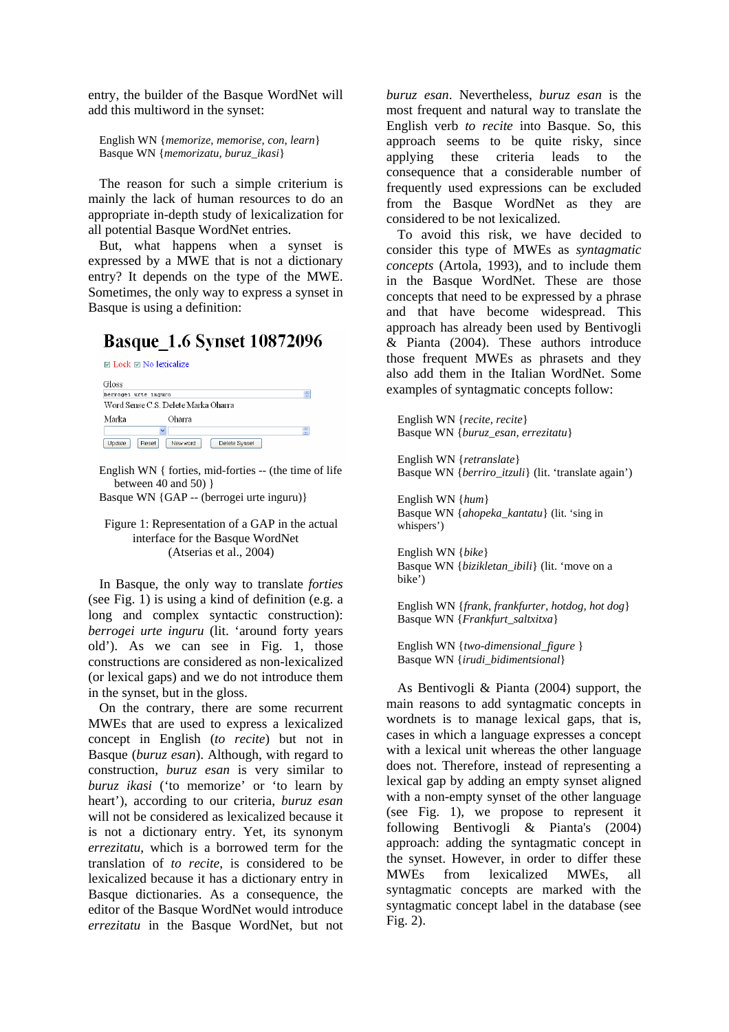entry, the builder of the Basque WordNet will add this multiword in the synset:

English WN {*memorize, memorise, con, learn*}
Basque WN {*memorizatu, buruz_ikasi*}

The reason for such a simple criterium is mainly the lack of human resources to do an appropriate in-depth study of lexicalization for all potential Basque WordNet entries.

But, what happens when a synset is expressed by a MWE that is not a dictionary entry? It depends on the type of the MWE. Sometimes, the only way to express a synset in Basque is using a definition:

**Basque_1.6 Synset 10872096**

☑ Lock ☑ No lexicalize

Gloss
berrogei urte inguru
Word Sense C.S. Delete Marka Oharra
Marka Oharra

Update Reset New word Delete Synset

English WN { forties, mid-forties -- (the time of life between 40 and 50) }
Basque WN {GAP -- (berrogei urte inguru)}

Figure 1: Representation of a GAP in the actual interface for the Basque WordNet (Atserias et al., 2004)

In Basque, the only way to translate *forties* (see Fig. 1) is using a kind of definition (e.g. a long and complex syntactic construction): *berrogei urte inguru* (lit. 'around forty years old'). As we can see in Fig. 1, those constructions are considered as non-lexicalized (or lexical gaps) and we do not introduce them in the synset, but in the gloss.

On the contrary, there are some recurrent MWEs that are used to express a lexicalized concept in English (*to recite*) but not in Basque (*buruz esan*). Although, with regard to construction, *buruz esan* is very similar to *buruz ikasi* ('to memorize' or 'to learn by heart'), according to our criteria, *buruz esan* will not be considered as lexicalized because it is not a dictionary entry. Yet, its synonym *errezitatu*, which is a borrowed term for the translation of *to recite*, is considered to be lexicalized because it has a dictionary entry in Basque dictionaries. As a consequence, the editor of the Basque WordNet would introduce *errezitatu* in the Basque WordNet, but not *buruz esan*. Nevertheless, *buruz esan* is the most frequent and natural way to translate the English verb *to recite* into Basque. So, this approach seems to be quite risky, since applying these criteria leads to the consequence that a considerable number of frequently used expressions can be excluded from the Basque WordNet as they are considered to be not lexicalized.

To avoid this risk, we have decided to consider this type of MWEs as *syntagmatic concepts* (Artola, 1993), and to include them in the Basque WordNet. These are those concepts that need to be expressed by a phrase and that have become widespread. This approach has already been used by Bentivogli & Pianta (2004). These authors introduce those frequent MWEs as phrasets and they also add them in the Italian WordNet. Some examples of syntagmatic concepts follow:

English WN {*recite, recite*}
Basque WN {*buruz_esan, errezitatu*}

English WN {*retranslate*}
Basque WN {*berriro_itzuli*} (lit. 'translate again')

English WN {*hum*}
Basque WN {*ahopeka_kantatu*} (lit. 'sing in whispers')

English WN {*bike*}
Basque WN {*bizikletan_ibili*} (lit. 'move on a bike')

English WN {*frank, frankfurter, hotdog, hot dog*}
Basque WN {*Frankfurt_saltxitxa*}

English WN {*two-dimensional_figure* }
Basque WN {*irudi_bidimentsional*}

As Bentivogli & Pianta (2004) support, the main reasons to add syntagmatic concepts in wordnets is to manage lexical gaps, that is, cases in which a language expresses a concept with a lexical unit whereas the other language does not. Therefore, instead of representing a lexical gap by adding an empty synset aligned with a non-empty synset of the other language (see Fig. 1), we propose to represent it following Bentivogli & Pianta's (2004) approach: adding the syntagmatic concept in the synset. However, in order to differ these MWEs from lexicalized MWEs, all syntagmatic concepts are marked with the syntagmatic concept label in the database (see Fig. 2).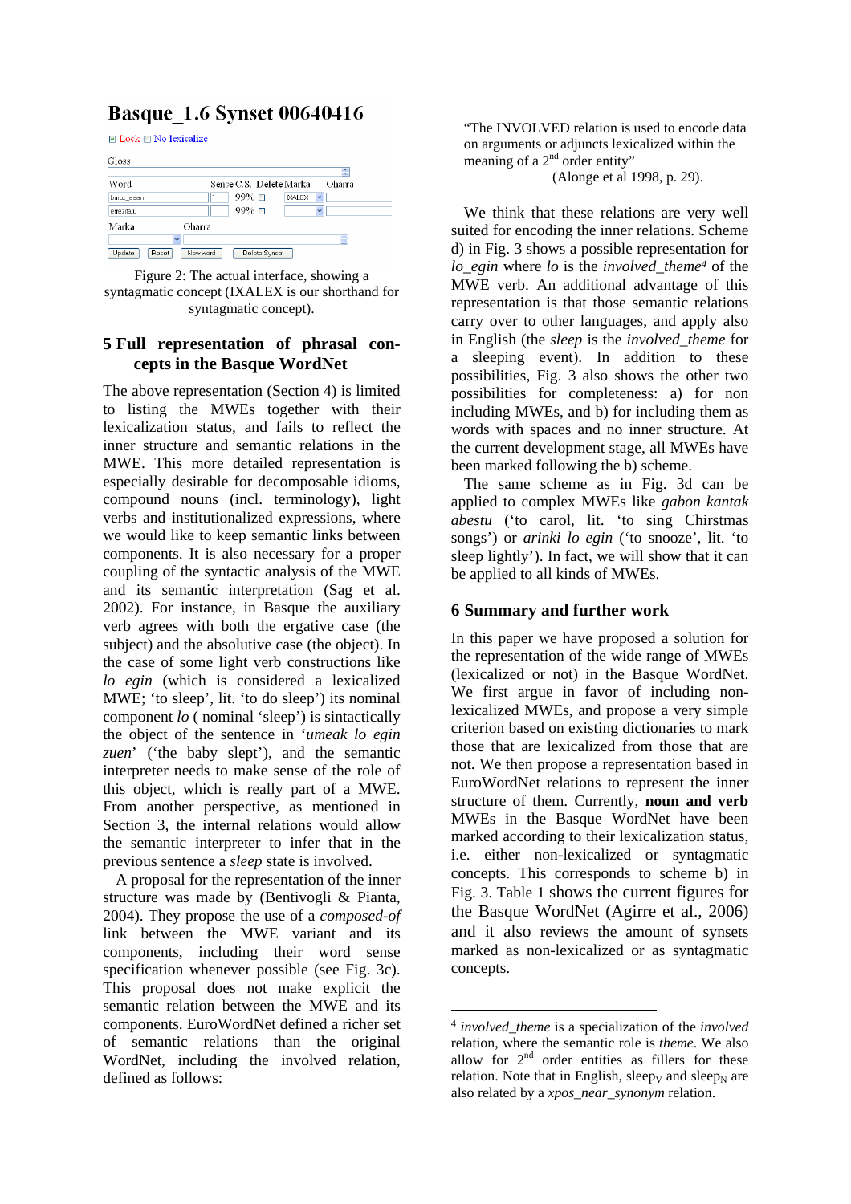Figure 2: The actual interface, showing a syntagmatic concept (IXALEX is our shorthand for syntagmatic concept).

## 5 Full representation of phrasal concepts in the Basque WordNet

The above representation (Section 4) is limited to listing the MWEs together with their lexicalization status, and fails to reflect the inner structure and semantic relations in the MWE. This more detailed representation is especially desirable for decomposable idioms, compound nouns (incl. terminology), light verbs and institutionalized expressions, where we would like to keep semantic links between components. It is also necessary for a proper coupling of the syntactic analysis of the MWE and its semantic interpretation (Sag et al. 2002). For instance, in Basque the auxiliary verb agrees with both the ergative case (the subject) and the absolutive case (the object). In the case of some light verb constructions like *lo egin* (which is considered a lexicalized MWE; 'to sleep', lit. 'to do sleep') its nominal component *lo* ( nominal 'sleep') is sinctactically the object of the sentence in '*umeak lo egin zuen*' ('the baby slept'), and the semantic interpreter needs to make sense of the role of this object, which is really part of a MWE. From another perspective, as mentioned in Section 3, the internal relations would allow the semantic interpreter to infer that in the previous sentence a *sleep* state is involved.

A proposal for the representation of the inner structure was made by (Bentivogli & Pianta, 2004). They propose the use of a *composed-of* link between the MWE variant and its components, including their word sense specification whenever possible (see Fig. 3c). This proposal does not make explicit the semantic relation between the MWE and its components. EuroWordNet defined a richer set of semantic relations than the original WordNet, including the involved relation, defined as follows:

> "The INVOLVED relation is used to encode data on arguments or adjuncts lexicalized within the meaning of a 2nd order entity"
> (Alonge et al 1998, p. 29).

We think that these relations are very well suited for encoding the inner relations. Scheme d) in Fig. 3 shows a possible representation for *lo_egin* where *lo* is the *involved_theme*[4] of the MWE verb. An additional advantage of this representation is that those semantic relations carry over to other languages, and apply also in English (the *sleep* is the *involved_theme* for a sleeping event). In addition to these possibilities, Fig. 3 also shows the other two possibilities for completeness: a) for non including MWEs, and b) for including them as words with spaces and no inner structure. At the current development stage, all MWEs have been marked following the b) scheme.

The same scheme as in Fig. 3d can be applied to complex MWEs like *gabon kantak abestu* ('to carol, lit. 'to sing Chirstmas songs') or *arinki lo egin* ('to snooze', lit. 'to sleep lightly'). In fact, we will show that it can be applied to all kinds of MWEs.

## 6 Summary and further work

In this paper we have proposed a solution for the representation of the wide range of MWEs (lexicalized or not) in the Basque WordNet. We first argue in favor of including non-lexicalized MWEs, and propose a very simple criterion based on existing dictionaries to mark those that are lexicalized from those that are not. We then propose a representation based in EuroWordNet relations to represent the inner structure of them. Currently, **noun and verb** MWEs in the Basque WordNet have been marked according to their lexicalization status, i.e. either non-lexicalized or syntagmatic concepts. This corresponds to scheme b) in Fig. 3. Table 1 shows the current figures for the Basque WordNet (Agirre et al., 2006) and it also reviews the amount of synsets marked as non-lexicalized or as syntagmatic concepts.

---

[4] *involved_theme* is a specialization of the *involved* relation, where the semantic role is *theme*. We also allow for 2nd order entities as fillers for these relation. Note that in English, $sleep_V$ and $sleep_N$ are also related by a *xpos_near_synonym* relation.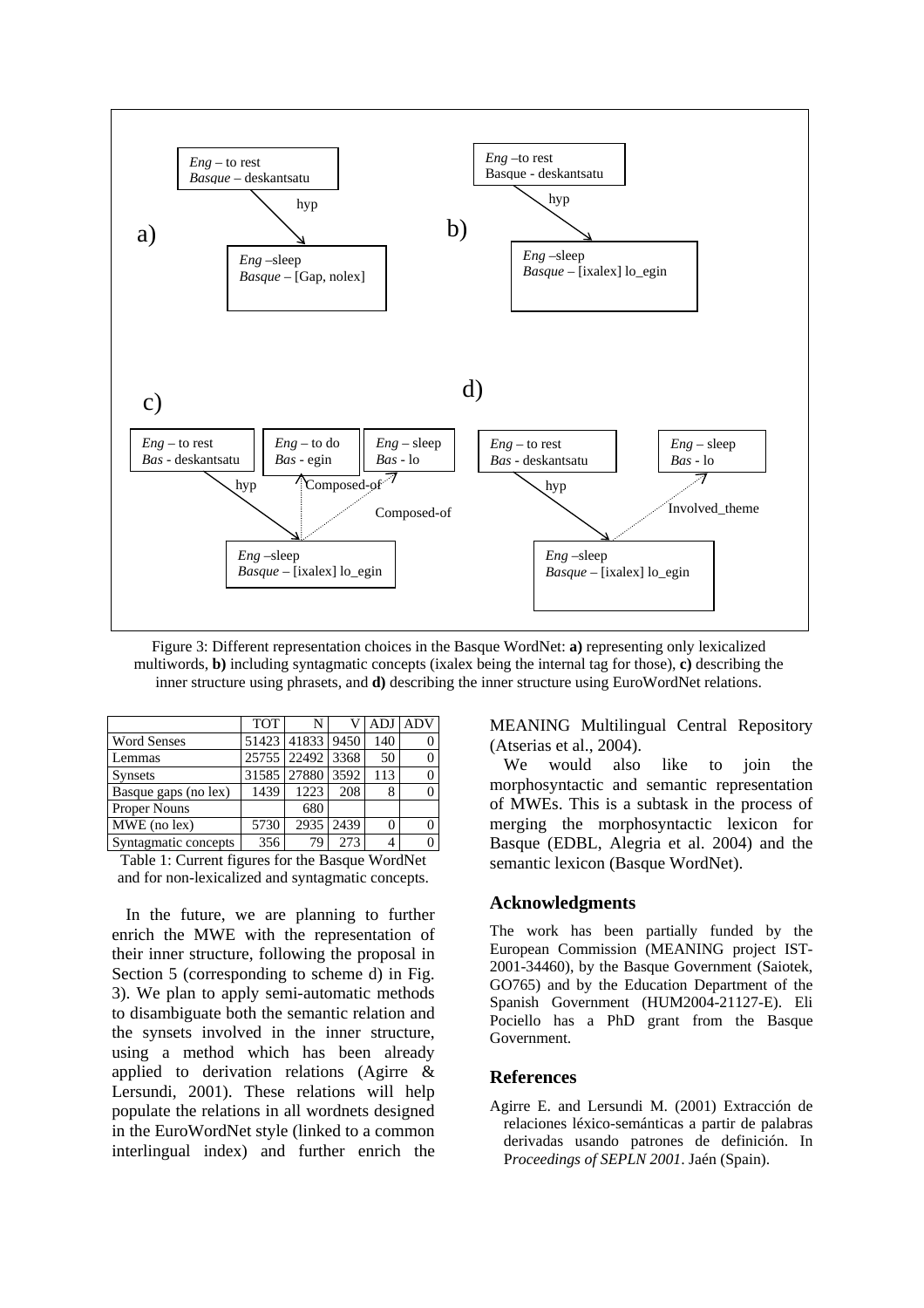Figure 3: Different representation choices in the Basque WordNet: **a)** representing only lexicalized multiwords, **b)** including syntagmatic concepts (ixalex being the internal tag for those), **c)** describing the inner structure using phrasets, and **d)** describing the inner structure using EuroWordNet relations.

| | TOT | N | V | ADJ | ADV |
|---|---|---|---|---|---|
| Word Senses | 51423 | 41833 | 9450 | 140 | 0 |
| Lemmas | 25755 | 22492 | 3368 | 50 | 0 |
| Synsets | 31585 | 27880 | 3592 | 113 | 0 |
| Basque gaps (no lex) | 1439 | 1223 | 208 | 8 | 0 |
| Proper Nouns | | 680 | | | |
| MWE (no lex) | 5730 | 2935 | 2439 | 0 | 0 |
| Syntagmatic concepts | 356 | 79 | 273 | 4 | 0 |

Table 1: Current figures for the Basque WordNet and for non-lexicalized and syntagmatic concepts.

In the future, we are planning to further enrich the MWE with the representation of their inner structure, following the proposal in Section 5 (corresponding to scheme d) in Fig. 3). We plan to apply semi-automatic methods to disambiguate both the semantic relation and the synsets involved in the inner structure, using a method which has been already applied to derivation relations (Agirre & Lersundi, 2001). These relations will help populate the relations in all wordnets designed in the EuroWordNet style (linked to a common interlingual index) and further enrich the MEANING Multilingual Central Repository (Atserias et al., 2004).

We would also like to join the morphosyntactic and semantic representation of MWEs. This is a subtask in the process of merging the morphosyntactic lexicon for Basque (EDBL, Alegria et al. 2004) and the semantic lexicon (Basque WordNet).

## Acknowledgments

The work has been partially funded by the European Commission (MEANING project IST-2001-34460), by the Basque Government (Saiotek, GO765) and by the Education Department of the Spanish Government (HUM2004-21127-E). Eli Pociello has a PhD grant from the Basque Government.

## References

Agirre E. and Lersundi M. (2001) Extracción de relaciones léxico-semánticas a partir de palabras derivadas usando patrones de definición. In *Proceedings of SEPLN 2001*. Jaén (Spain).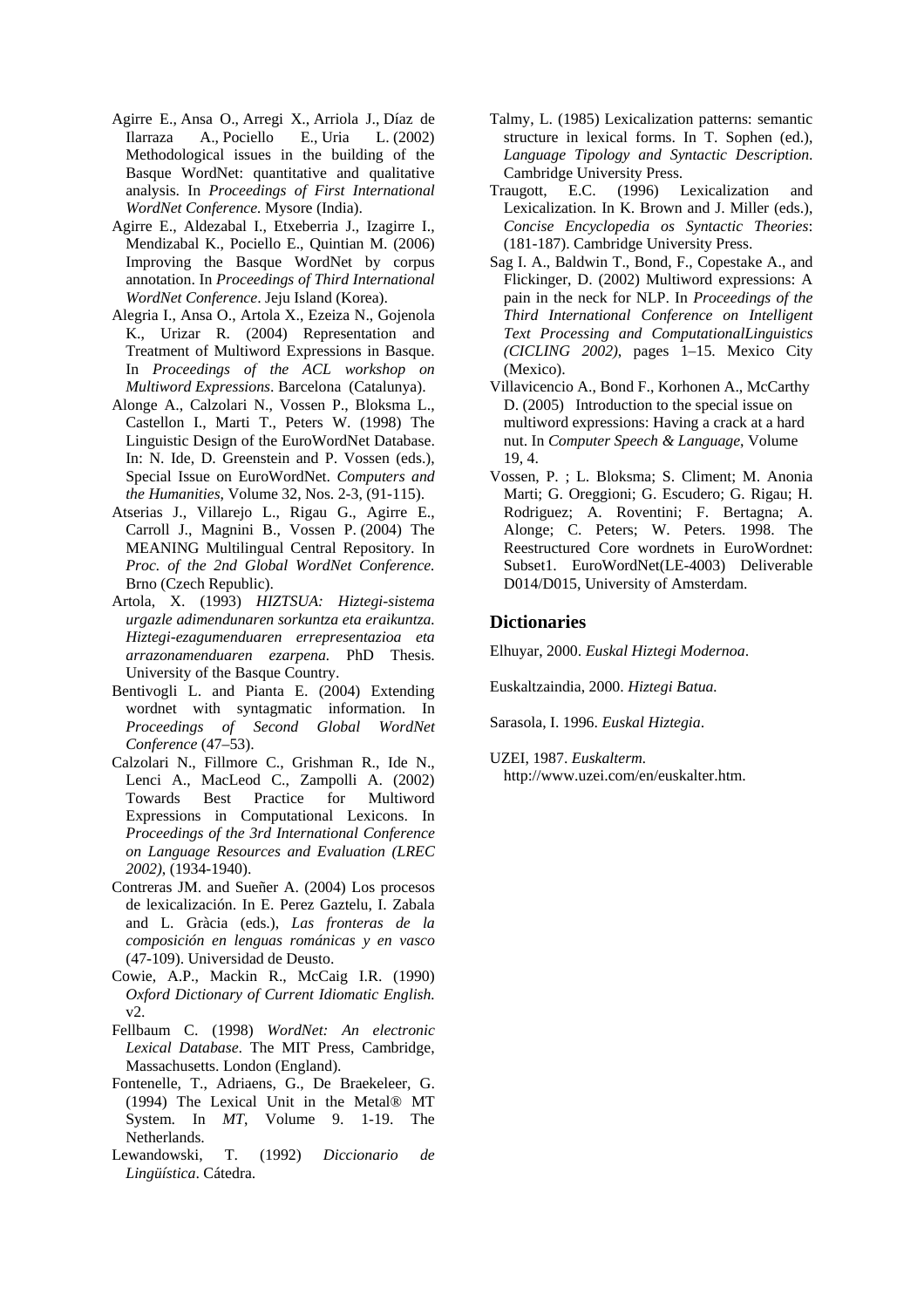Agirre E., Ansa O., Arregi X., Arriola J., Díaz de Ilarraza A., Pociello E., Uria L. (2002) Methodological issues in the building of the Basque WordNet: quantitative and qualitative analysis. In *Proceedings of First International WordNet Conference.* Mysore (India).

Agirre E., Aldezabal I., Etxeberria J., Izagirre I., Mendizabal K., Pociello E., Quintian M. (2006) Improving the Basque WordNet by corpus annotation. In *Proceedings of Third International WordNet Conference*. Jeju Island (Korea).

Alegria I., Ansa O., Artola X., Ezeiza N., Gojenola K., Urizar R. (2004) Representation and Treatment of Multiword Expressions in Basque. In *Proceedings of the ACL workshop on Multiword Expressions*. Barcelona (Catalunya).

Alonge A., Calzolari N., Vossen P., Bloksma L., Castellon I., Marti T., Peters W. (1998) The Linguistic Design of the EuroWordNet Database. In: N. Ide, D. Greenstein and P. Vossen (eds.), Special Issue on EuroWordNet. *Computers and the Humanities*, Volume 32, Nos. 2-3, (91-115).

Atserias J., Villarejo L., Rigau G., Agirre E., Carroll J., Magnini B., Vossen P. (2004) The MEANING Multilingual Central Repository. In *Proc. of the 2nd Global WordNet Conference.* Brno (Czech Republic).

Artola, X. (1993) *HIZTSUA: Hiztegi-sistema urgazle adimendunaren sorkuntza eta eraikuntza. Hiztegi-ezagumenduaren errepresentazioa eta arrazonamenduaren ezarpena.* PhD Thesis. University of the Basque Country.

Bentivogli L. and Pianta E. (2004) Extending wordnet with syntagmatic information. In *Proceedings of Second Global WordNet Conference* (47–53).

Calzolari N., Fillmore C., Grishman R., Ide N., Lenci A., MacLeod C., Zampolli A. (2002) Towards Best Practice for Multiword Expressions in Computational Lexicons. In *Proceedings of the 3rd International Conference on Language Resources and Evaluation (LREC 2002)*, (1934-1940).

Contreras JM. and Sueñer A. (2004) Los procesos de lexicalización. In E. Perez Gaztelu, I. Zabala and L. Gràcia (eds.), *Las fronteras de la composición en lenguas románicas y en vasco* (47-109). Universidad de Deusto.

Cowie, A.P., Mackin R., McCaig I.R. (1990) *Oxford Dictionary of Current Idiomatic English.* v2.

Fellbaum C. (1998) *WordNet: An electronic Lexical Database*. The MIT Press, Cambridge, Massachusetts. London (England).

Fontenelle, T., Adriaens, G., De Braekeleer, G. (1994) The Lexical Unit in the Metal® MT System. In *MT*, Volume 9. 1-19. The Netherlands.

Lewandowski, T. (1992) *Diccionario de Lingüística*. Cátedra.

Talmy, L. (1985) Lexicalization patterns: semantic structure in lexical forms. In T. Sophen (ed.), *Language Tipology and Syntactic Description*. Cambridge University Press.

Traugott, E.C. (1996) Lexicalization and Lexicalization. In K. Brown and J. Miller (eds.), *Concise Encyclopedia os Syntactic Theories*: (181-187). Cambridge University Press.

Sag I. A., Baldwin T., Bond, F., Copestake A., and Flickinger, D. (2002) Multiword expressions: A pain in the neck for NLP. In *Proceedings of the Third International Conference on Intelligent Text Processing and ComputationalLinguistics (CICLING 2002)*, pages 1–15. Mexico City (Mexico).

Villavicencio A., Bond F., Korhonen A., McCarthy D. (2005) Introduction to the special issue on multiword expressions: Having a crack at a hard nut. In *Computer Speech & Language*, Volume 19, 4.

Vossen, P. ; L. Bloksma; S. Climent; M. Anonia Marti; G. Oreggioni; G. Escudero; G. Rigau; H. Rodriguez; A. Roventini; F. Bertagna; A. Alonge; C. Peters; W. Peters. 1998. The Reestructured Core wordnets in EuroWordnet: Subset1. EuroWordNet(LE-4003) Deliverable D014/D015, University of Amsterdam.

## Dictionaries

Elhuyar, 2000. *Euskal Hiztegi Modernoa*.

Euskaltzaindia, 2000. *Hiztegi Batua.*

Sarasola, I. 1996. *Euskal Hiztegia*.

UZEI, 1987. *Euskalterm.* http://www.uzei.com/en/euskalter.htm.